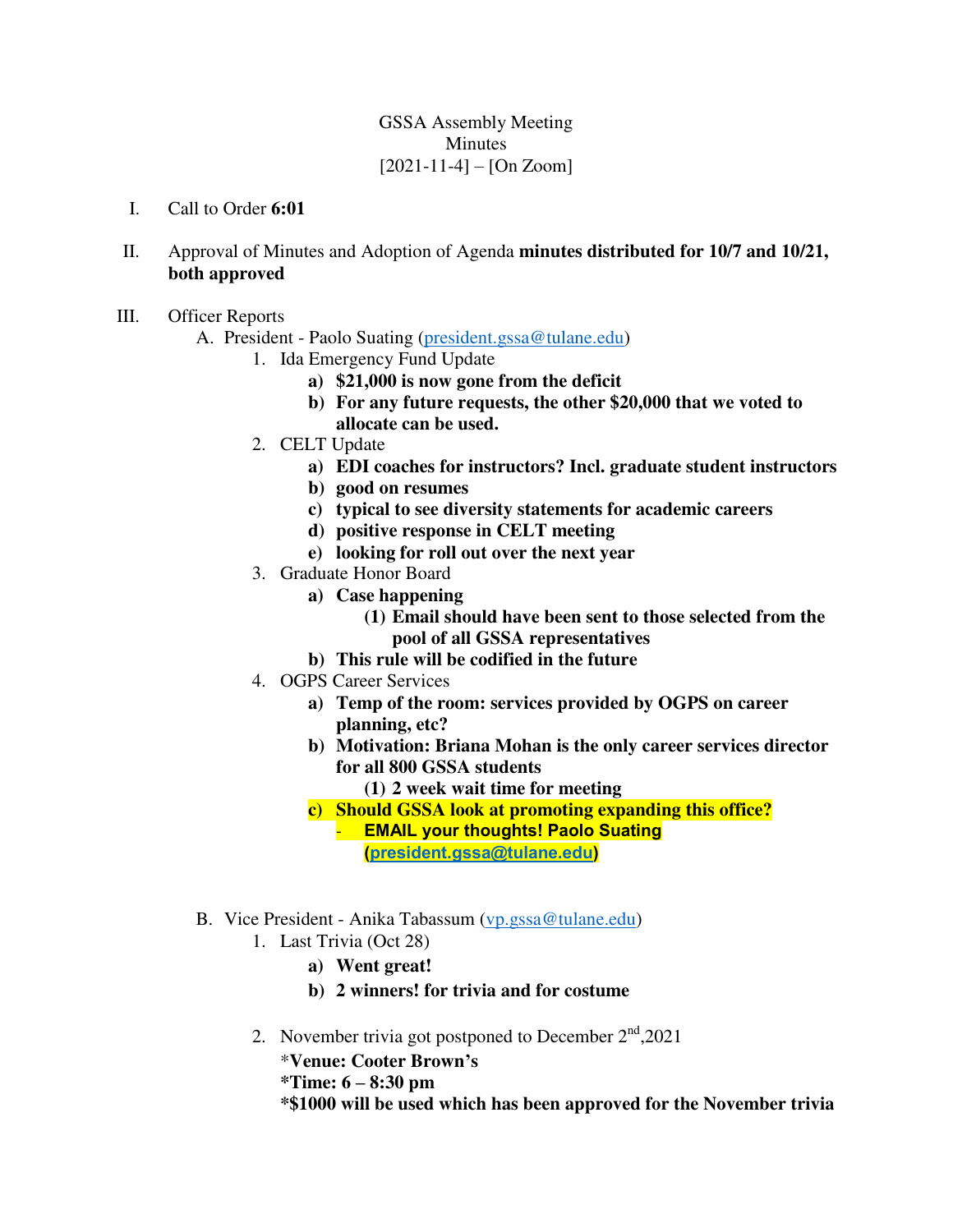GSSA Assembly Meeting
Minutes
[2021-11-4] – [On Zoom]

I. Call to Order **6:01**

II. Approval of Minutes and Adoption of Agenda **minutes distributed for 10/7 and 10/21, both approved**

III. Officer Reports

A. President - Paolo Suating (president.gssa@tulane.edu)

1. Ida Emergency Fund Update
   a) **$21,000 is now gone from the deficit**
   b) **For any future requests, the other $20,000 that we voted to allocate can be used.**
2. CELT Update
   a) **EDI coaches for instructors? Incl. graduate student instructors**
   b) **good on resumes**
   c) **typical to see diversity statements for academic careers**
   d) **positive response in CELT meeting**
   e) **looking for roll out over the next year**
3. Graduate Honor Board
   a) **Case happening**
      (1) **Email should have been sent to those selected from the pool of all GSSA representatives**
   b) **This rule will be codified in the future**
4. OGPS Career Services
   a) **Temp of the room: services provided by OGPS on career planning, etc?**
   b) **Motivation: Briana Mohan is the only career services director for all 800 GSSA students**
      (1) **2 week wait time for meeting**
   c) **Should GSSA look at promoting expanding this office?**
      - **EMAIL your thoughts! Paolo Suating (president.gssa@tulane.edu)**

B. Vice President - Anika Tabassum (vp.gssa@tulane.edu)

1. Last Trivia (Oct 28)
   a) **Went great!**
   b) **2 winners! for trivia and for costume**
2. November trivia got postponed to December 2nd,2021
   ***Venue: Cooter Brown's**
   ***Time: 6 – 8:30 pm**
   ***$1000 will be used which has been approved for the November trivia**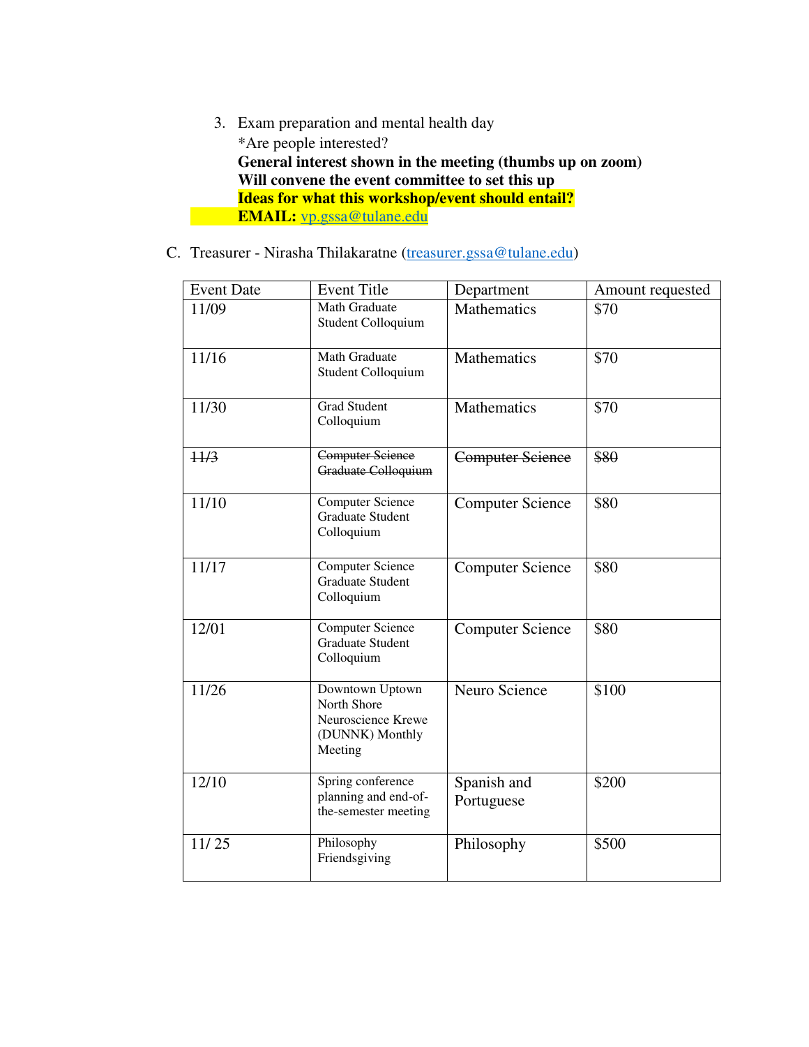3. Exam preparation and mental health day
   *Are people interested?
   **General interest shown in the meeting (thumbs up on zoom)**
   **Will convene the event committee to set this up**
   **Ideas for what this workshop/event should entail?**
   **EMAIL:** vp.gssa@tulane.edu

C. Treasurer - Nirasha Thilakaratne (treasurer.gssa@tulane.edu)

| Event Date | Event Title | Department | Amount requested |
|---|---|---|---|
| 11/09 | Math Graduate Student Colloquium | Mathematics | $70 |
| 11/16 | Math Graduate Student Colloquium | Mathematics | $70 |
| 11/30 | Grad Student Colloquium | Mathematics | $70 |
| ~~11/3~~ | ~~Computer Science Graduate Colloquium~~ | ~~Computer Science~~ | ~~$80~~ |
| 11/10 | Computer Science Graduate Student Colloquium | Computer Science | $80 |
| 11/17 | Computer Science Graduate Student Colloquium | Computer Science | $80 |
| 12/01 | Computer Science Graduate Student Colloquium | Computer Science | $80 |
| 11/26 | Downtown Uptown North Shore Neuroscience Krewe (DUNNK) Monthly Meeting | Neuro Science | $100 |
| 12/10 | Spring conference planning and end-of-the-semester meeting | Spanish and Portuguese | $200 |
| 11/ 25 | Philosophy Friendsgiving | Philosophy | $500 |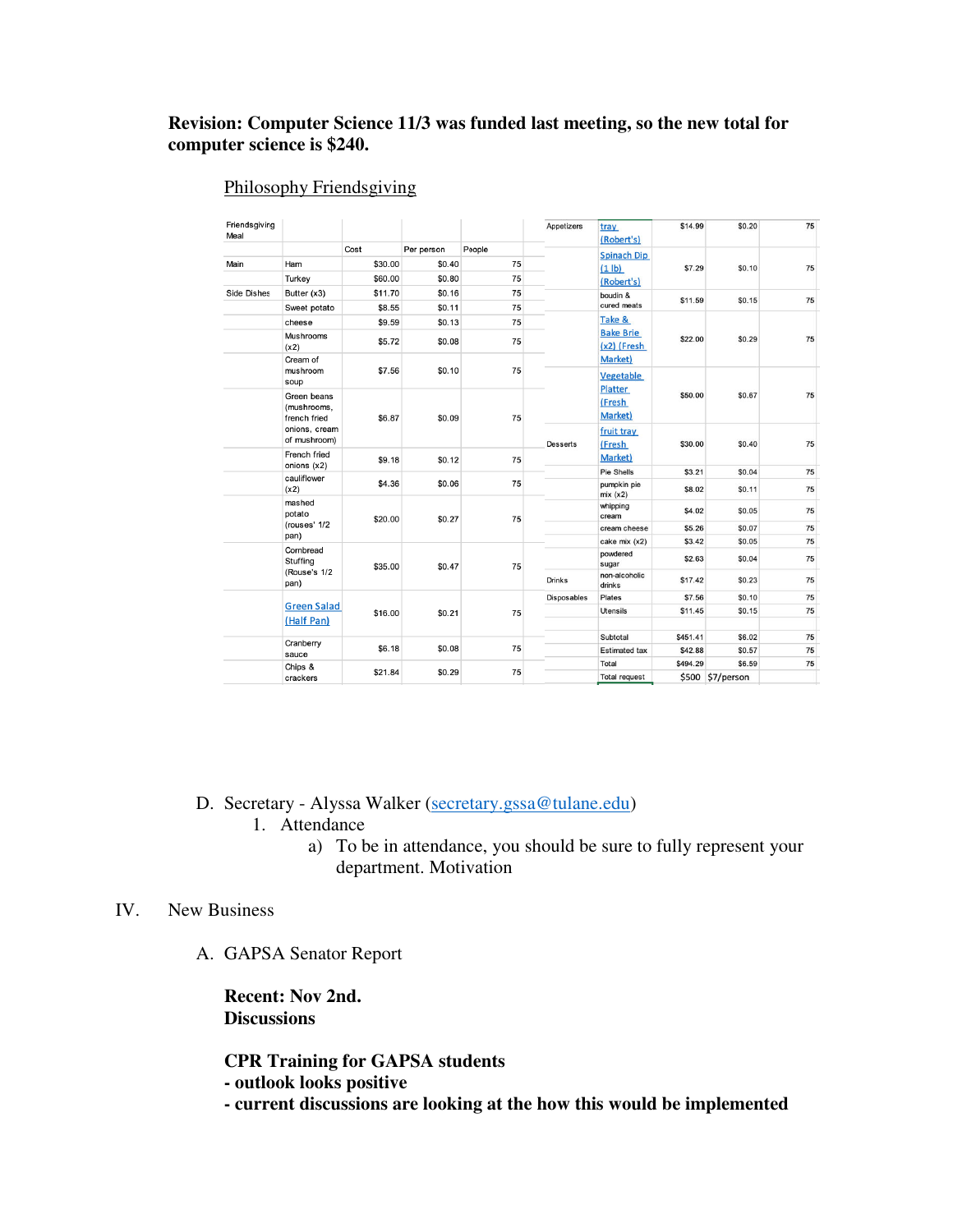**Revision: Computer Science 11/3 was funded last meeting, so the new total for computer science is $240.**

Philosophy Friendsgiving

| Friendsgiving Meal | | Cost | Per person | People |
|---|---|---|---|---|
| | | Cost | Per person | People |
| Main | Ham | $30.00 | $0.40 | 75 |
| | Turkey | $60.00 | $0.80 | 75 |
| Side Dishes | Butter (x3) | $11.70 | $0.16 | 75 |
| | Sweet potato | $8.55 | $0.11 | 75 |
| | cheese | $9.59 | $0.13 | 75 |
| | Mushrooms (x2) | $5.72 | $0.08 | 75 |
| | Cream of mushroom soup | $7.56 | $0.10 | 75 |
| | Green beans (mushrooms, french fried onions, cream of mushroom) | $6.87 | $0.09 | 75 |
| | French fried onions (x2) | $9.18 | $0.12 | 75 |
| | cauliflower (x2) | $4.36 | $0.06 | 75 |
| | mashed potato (rouses' 1/2 pan) | $20.00 | $0.27 | 75 |
| | Cornbread Stuffing (Rouse's 1/2 pan) | $35.00 | $0.47 | 75 |
| | Green Salad (Half Pan) | $16.00 | $0.21 | 75 |
| | Cranberry sauce | $6.18 | $0.08 | 75 |
| | Chips & crackers | $21.84 | $0.29 | 75 |
| Appetizers | tray (Robert's) | $14.99 | $0.20 | 75 |
| | Spinach Dip (1 lb) (Robert's) | $7.29 | $0.10 | 75 |
| | boudin & cured meats | $11.59 | $0.15 | 75 |
| | Take & Bake Brie (x2) (Fresh Market) | $22.00 | $0.29 | 75 |
| | Vegetable Platter (Fresh Market) | $50.00 | $0.67 | 75 |
| Desserts | fruit tray (Fresh Market) | $30.00 | $0.40 | 75 |
| | Pie Shells | $3.21 | $0.04 | 75 |
| | pumpkin pie mix (x2) | $8.02 | $0.11 | 75 |
| | whipping cream | $4.02 | $0.05 | 75 |
| | cream cheese | $5.26 | $0.07 | 75 |
| | cake mix (x2) | $3.42 | $0.05 | 75 |
| | powdered sugar | $2.63 | $0.04 | 75 |
| Drinks | non-alcoholic drinks | $17.42 | $0.23 | 75 |
| Disposables | Plates | $7.56 | $0.10 | 75 |
| | Utensils | $11.45 | $0.15 | 75 |
| | Subtotal | $451.41 | $6.02 | 75 |
| | Estimated tax | $42.88 | $0.57 | 75 |
| | Total | $494.29 | $6.59 | 75 |
| | Total request | $500 | $7/person | |

D. Secretary - Alyssa Walker (secretary.gssa@tulane.edu)
   1. Attendance
      a) To be in attendance, you should be sure to fully represent your department. Motivation

IV. New Business

A. GAPSA Senator Report

**Recent: Nov 2nd.**
**Discussions**

**CPR Training for GAPSA students**
**- outlook looks positive**
**- current discussions are looking at the how this would be implemented**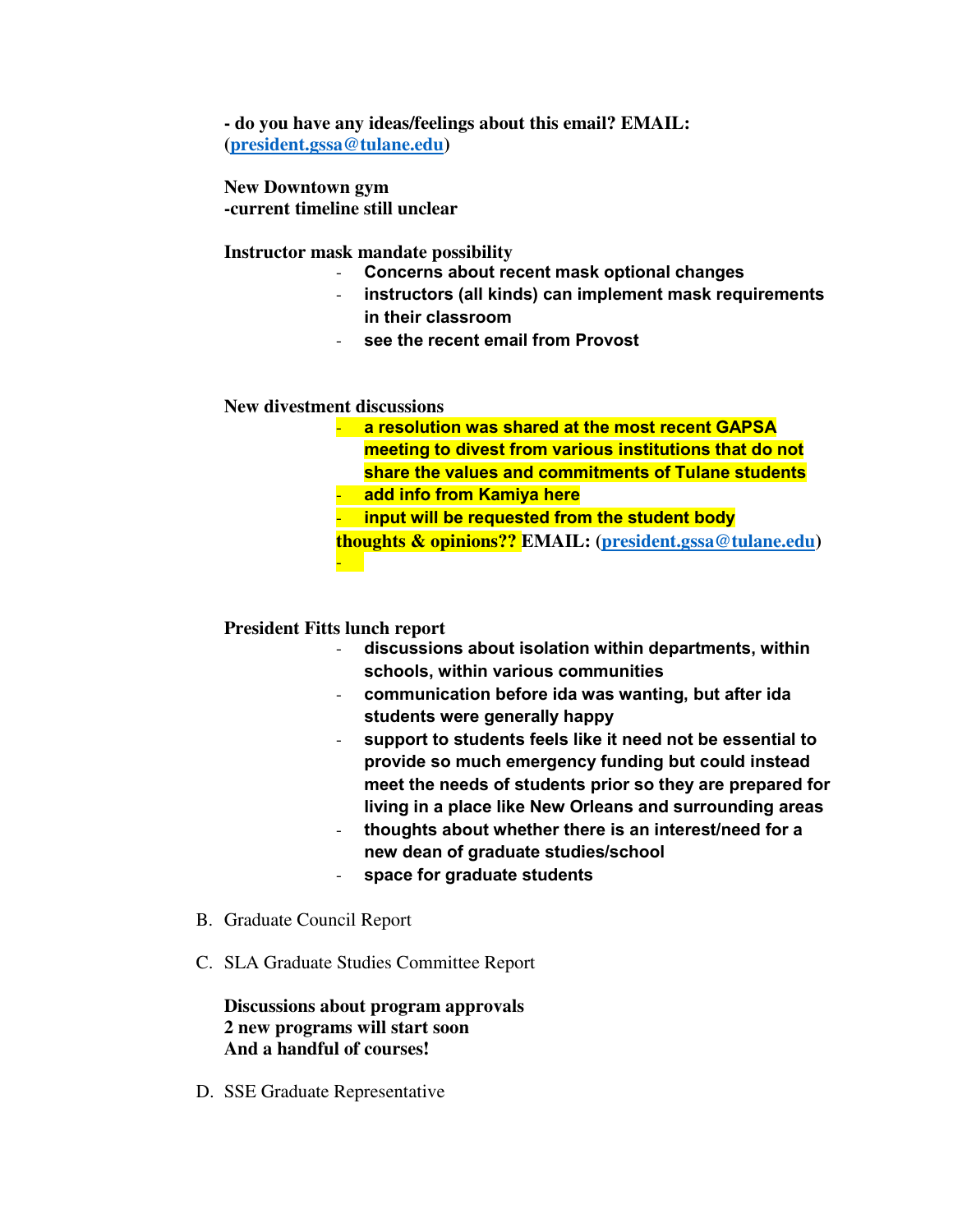**- do you have any ideas/feelings about this email? EMAIL: (president.gssa@tulane.edu)**

**New Downtown gym**
**-current timeline still unclear**

**Instructor mask mandate possibility**

- **Concerns about recent mask optional changes**
- **instructors (all kinds) can implement mask requirements in their classroom**
- **see the recent email from Provost**

**New divestment discussions**

- **a resolution was shared at the most recent GAPSA meeting to divest from various institutions that do not share the values and commitments of Tulane students**
- **add info from Kamiya here**
- **input will be requested from the student body**

**thoughts & opinions?? EMAIL: (president.gssa@tulane.edu)**

- 

**President Fitts lunch report**

- **discussions about isolation within departments, within schools, within various communities**
- **communication before ida was wanting, but after ida students were generally happy**
- **support to students feels like it need not be essential to provide so much emergency funding but could instead meet the needs of students prior so they are prepared for living in a place like New Orleans and surrounding areas**
- **thoughts about whether there is an interest/need for a new dean of graduate studies/school**
- **space for graduate students**

B. Graduate Council Report

C. SLA Graduate Studies Committee Report

**Discussions about program approvals**
**2 new programs will start soon**
**And a handful of courses!**

D. SSE Graduate Representative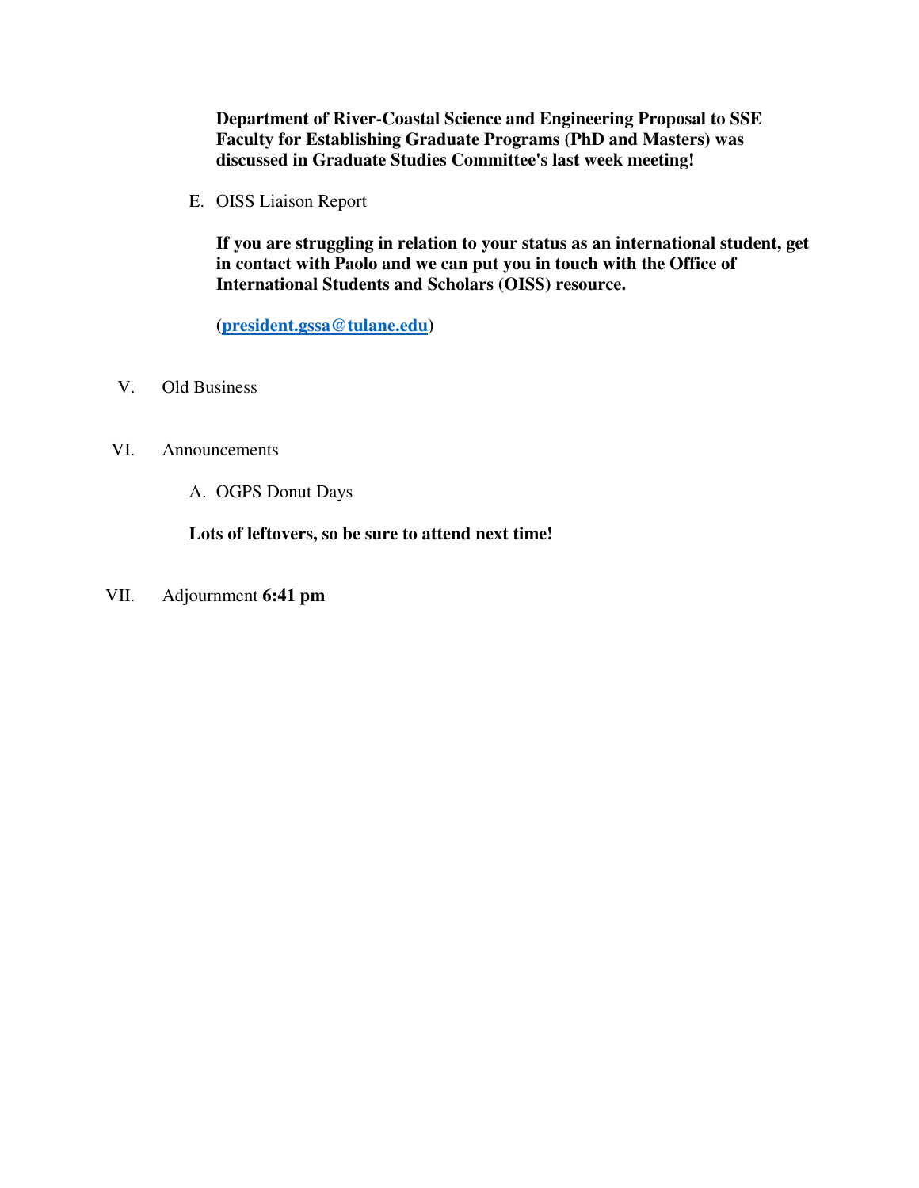**Department of River-Coastal Science and Engineering Proposal to SSE Faculty for Establishing Graduate Programs (PhD and Masters) was discussed in Graduate Studies Committee's last week meeting!**

E. OISS Liaison Report

**If you are struggling in relation to your status as an international student, get in contact with Paolo and we can put you in touch with the Office of International Students and Scholars (OISS) resource.**

**([president.gssa@tulane.edu](mailto:president.gssa@tulane.edu))**

V. Old Business

VI. Announcements

A. OGPS Donut Days

**Lots of leftovers, so be sure to attend next time!**

VII. Adjournment **6:41 pm**